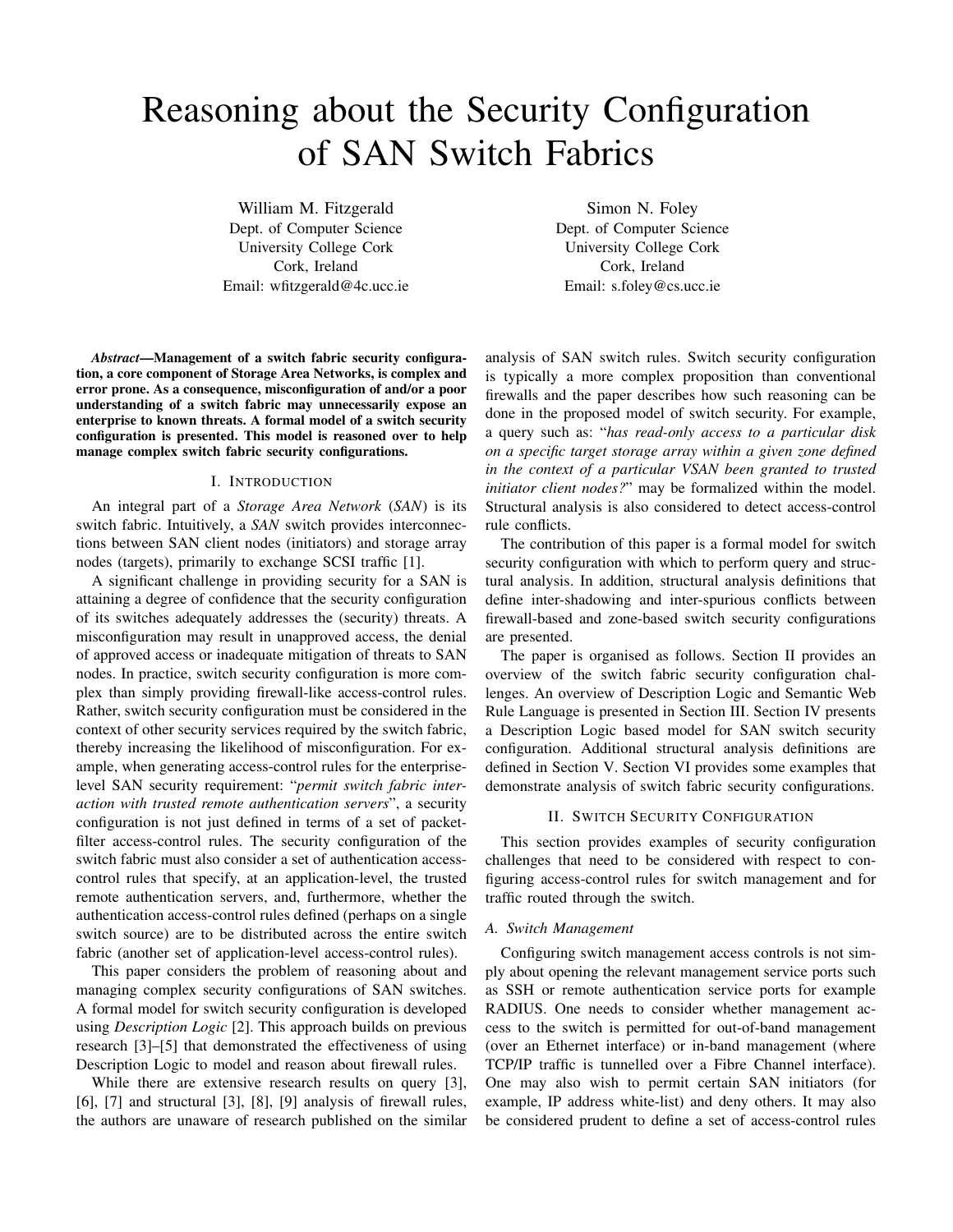# Reasoning about the Security Configuration of SAN Switch Fabrics

William M. Fitzgerald
Dept. of Computer Science
University College Cork
Cork, Ireland
Email: wfitzgerald@4c.ucc.ie

Simon N. Foley
Dept. of Computer Science
University College Cork
Cork, Ireland
Email: s.foley@cs.ucc.ie

***Abstract*—Management of a switch fabric security configuration, a core component of Storage Area Networks, is complex and error prone. As a consequence, misconfiguration of and/or a poor understanding of a switch fabric may unnecessarily expose an enterprise to known threats. A formal model of a switch security configuration is presented. This model is reasoned over to help manage complex switch fabric security configurations.**

## I. Introduction

An integral part of a *Storage Area Network* (*SAN*) is its switch fabric. Intuitively, a *SAN* switch provides interconnections between SAN client nodes (initiators) and storage array nodes (targets), primarily to exchange SCSI traffic [1].

A significant challenge in providing security for a SAN is attaining a degree of confidence that the security configuration of its switches adequately addresses the (security) threats. A misconfiguration may result in unapproved access, the denial of approved access or inadequate mitigation of threats to SAN nodes. In practice, switch security configuration is more complex than simply providing firewall-like access-control rules. Rather, switch security configuration must be considered in the context of other security services required by the switch fabric, thereby increasing the likelihood of misconfiguration. For example, when generating access-control rules for the enterprise-level SAN security requirement: "*permit switch fabric interaction with trusted remote authentication servers*", a security configuration is not just defined in terms of a set of packet-filter access-control rules. The security configuration of the switch fabric must also consider a set of authentication access-control rules that specify, at an application-level, the trusted remote authentication servers, and, furthermore, whether the authentication access-control rules defined (perhaps on a single switch source) are to be distributed across the entire switch fabric (another set of application-level access-control rules).

This paper considers the problem of reasoning about and managing complex security configurations of SAN switches. A formal model for switch security configuration is developed using *Description Logic* [2]. This approach builds on previous research [3]–[5] that demonstrated the effectiveness of using Description Logic to model and reason about firewall rules.

While there are extensive research results on query [3], [6], [7] and structural [3], [8], [9] analysis of firewall rules, the authors are unaware of research published on the similar analysis of SAN switch rules. Switch security configuration is typically a more complex proposition than conventional firewalls and the paper describes how such reasoning can be done in the proposed model of switch security. For example, a query such as: "*has read-only access to a particular disk on a specific target storage array within a given zone defined in the context of a particular VSAN been granted to trusted initiator client nodes?*" may be formalized within the model. Structural analysis is also considered to detect access-control rule conflicts.

The contribution of this paper is a formal model for switch security configuration with which to perform query and structural analysis. In addition, structural analysis definitions that define inter-shadowing and inter-spurious conflicts between firewall-based and zone-based switch security configurations are presented.

The paper is organised as follows. Section II provides an overview of the switch fabric security configuration challenges. An overview of Description Logic and Semantic Web Rule Language is presented in Section III. Section IV presents a Description Logic based model for SAN switch security configuration. Additional structural analysis definitions are defined in Section V. Section VI provides some examples that demonstrate analysis of switch fabric security configurations.

## II. Switch Security Configuration

This section provides examples of security configuration challenges that need to be considered with respect to configuring access-control rules for switch management and for traffic routed through the switch.

### A. Switch Management

Configuring switch management access controls is not simply about opening the relevant management service ports such as SSH or remote authentication service ports for example RADIUS. One needs to consider whether management access to the switch is permitted for out-of-band management (over an Ethernet interface) or in-band management (where TCP/IP traffic is tunnelled over a Fibre Channel interface). One may also wish to permit certain SAN initiators (for example, IP address white-list) and deny others. It may also be considered prudent to define a set of access-control rules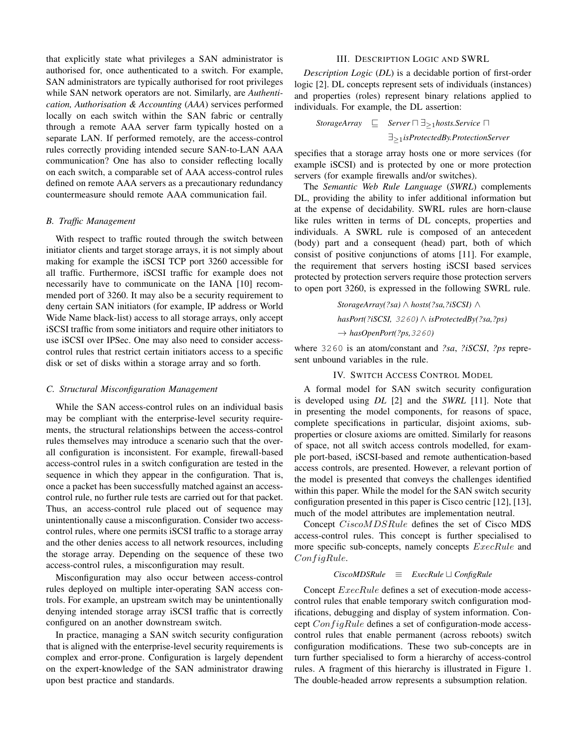that explicitly state what privileges a SAN administrator is authorised for, once authenticated to a switch. For example, SAN administrators are typically authorised for root privileges while SAN network operators are not. Similarly, are *Authentication, Authorisation & Accounting* (*AAA*) services performed locally on each switch within the SAN fabric or centrally through a remote AAA server farm typically hosted on a separate LAN. If performed remotely, are the access-control rules correctly providing intended secure SAN-to-LAN AAA communication? One has also to consider reflecting locally on each switch, a comparable set of AAA access-control rules defined on remote AAA servers as a precautionary redundancy countermeasure should remote AAA communication fail.

### B. Traffic Management

With respect to traffic routed through the switch between initiator clients and target storage arrays, it is not simply about making for example the iSCSI TCP port 3260 accessible for all traffic. Furthermore, iSCSI traffic for example does not necessarily have to communicate on the IANA [10] recommended port of 3260. It may also be a security requirement to deny certain SAN initiators (for example, IP address or World Wide Name black-list) access to all storage arrays, only accept iSCSI traffic from some initiators and require other initiators to use iSCSI over IPSec. One may also need to consider access-control rules that restrict certain initiators access to a specific disk or set of disks within a storage array and so forth.

### C. Structural Misconfiguration Management

While the SAN access-control rules on an individual basis may be compliant with the enterprise-level security requirements, the structural relationships between the access-control rules themselves may introduce a scenario such that the overall configuration is inconsistent. For example, firewall-based access-control rules in a switch configuration are tested in the sequence in which they appear in the configuration. That is, once a packet has been successfully matched against an access-control rule, no further rule tests are carried out for that packet. Thus, an access-control rule placed out of sequence may unintentionally cause a misconfiguration. Consider two access-control rules, where one permits iSCSI traffic to a storage array and the other denies access to all network resources, including the storage array. Depending on the sequence of these two access-control rules, a misconfiguration may result.

Misconfiguration may also occur between access-control rules deployed on multiple inter-operating SAN access controls. For example, an upstream switch may be unintentionally denying intended storage array iSCSI traffic that is correctly configured on an another downstream switch.

In practice, managing a SAN switch security configuration that is aligned with the enterprise-level security requirements is complex and error-prone. Configuration is largely dependent on the expert-knowledge of the SAN administrator drawing upon best practice and standards.

## III. Description Logic and SWRL

*Description Logic* (*DL*) is a decidable portion of first-order logic [2]. DL concepts represent sets of individuals (instances) and properties (roles) represent binary relations applied to individuals. For example, the DL assertion:

$$\mathit{StorageArray} \sqsubseteq \mathit{Server} \sqcap \exists_{\geq 1} \mathit{hosts.Service} \sqcap \exists_{\geq 1} \mathit{isProtectedBy.ProtectionServer}$$

specifies that a storage array hosts one or more services (for example iSCSI) and is protected by one or more protection servers (for example firewalls and/or switches).

The *Semantic Web Rule Language* (*SWRL*) complements DL, providing the ability to infer additional information but at the expense of decidability. SWRL rules are horn-clause like rules written in terms of DL concepts, properties and individuals. A SWRL rule is composed of an antecedent (body) part and a consequent (head) part, both of which consist of positive conjunctions of atoms [11]. For example, the requirement that servers hosting iSCSI based services protected by protection servers require those protection servers to open port 3260, is expressed in the following SWRL rule.

$$\begin{aligned} &\mathit{StorageArray(?sa)} \wedge \mathit{hosts(?sa,?iSCSI)} \wedge \\ &\mathit{hasPort(?iSCSI,\ 3260)} \wedge \mathit{isProtectedBy(?sa,?ps)} \\ &\rightarrow \mathit{hasOpenPort(?ps,3260)} \end{aligned}$$

where 3260 is an atom/constant and *?sa*, *?iSCSI*, *?ps* represent unbound variables in the rule.

## IV. Switch Access Control Model

A formal model for SAN switch security configuration is developed using *DL* [2] and the *SWRL* [11]. Note that in presenting the model components, for reasons of space, complete specifications in particular, disjoint axioms, subproperties or closure axioms are omitted. Similarly for reasons of space, not all switch access controls modelled, for example port-based, iSCSI-based and remote authentication-based access controls, are presented. However, a relevant portion of the model is presented that conveys the challenges identified within this paper. While the model for the SAN switch security configuration presented in this paper is Cisco centric [12], [13], much of the model attributes are implementation neutral.

Concept $CiscoMDSRule$ defines the set of Cisco MDS access-control rules. This concept is further specialised to more specific sub-concepts, namely concepts $ExecRule$ and $ConfigRule$.

$$\mathit{CiscoMDSRule} \equiv \mathit{ExecRule} \sqcup \mathit{ConfigRule}$$

Concept $ExecRule$ defines a set of execution-mode access-control rules that enable temporary switch configuration modifications, debugging and display of system information. Concept $ConfigRule$ defines a set of configuration-mode access-control rules that enable permanent (across reboots) switch configuration modifications. These two sub-concepts are in turn further specialised to form a hierarchy of access-control rules. A fragment of this hierarchy is illustrated in Figure 1. The double-headed arrow represents a subsumption relation.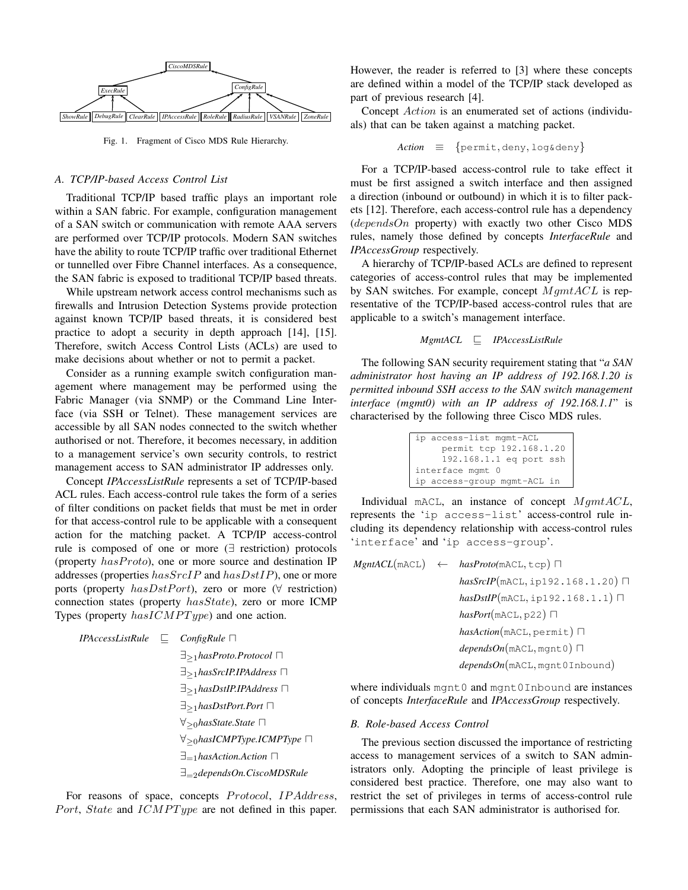Fig. 1. Fragment of Cisco MDS Rule Hierarchy.

### A. TCP/IP-based Access Control List

Traditional TCP/IP based traffic plays an important role within a SAN fabric. For example, configuration management of a SAN switch or communication with remote AAA servers are performed over TCP/IP protocols. Modern SAN switches have the ability to route TCP/IP traffic over traditional Ethernet or tunnelled over Fibre Channel interfaces. As a consequence, the SAN fabric is exposed to traditional TCP/IP based threats.

While upstream network access control mechanisms such as firewalls and Intrusion Detection Systems provide protection against known TCP/IP based threats, it is considered best practice to adopt a security in depth approach [14], [15]. Therefore, switch Access Control Lists (ACLs) are used to make decisions about whether or not to permit a packet.

Consider as a running example switch configuration management where management may be performed using the Fabric Manager (via SNMP) or the Command Line Interface (via SSH or Telnet). These management services are accessible by all SAN nodes connected to the switch whether authorised or not. Therefore, it becomes necessary, in addition to a management service's own security controls, to restrict management access to SAN administrator IP addresses only.

Concept *IPAccessListRule* represents a set of TCP/IP-based ACL rules. Each access-control rule takes the form of a series of filter conditions on packet fields that must be met in order for that access-control rule to be applicable with a consequent action for the matching packet. A TCP/IP access-control rule is composed of one or more ($\exists$ restriction) protocols (property $hasProto$), one or more source and destination IP addresses (properties $hasSrcIP$ and $hasDstIP$), one or more ports (property $hasDstPort$), zero or more ($\forall$ restriction) connection states (property $hasState$), zero or more ICMP Types (property $hasICMPType$) and one action.

$$
\begin{aligned}
\textit{IPAccessListRule} \quad \sqsubseteq \quad & \textit{ConfigRule} \sqcap \\
& \exists_{\geq 1} \textit{hasProto.Protocol} \sqcap \\
& \exists_{\geq 1} \textit{hasSrcIP.IPAddress} \sqcap \\
& \exists_{\geq 1} \textit{hasDstIP.IPAddress} \sqcap \\
& \exists_{\geq 1} \textit{hasDstPort.Port} \sqcap \\
& \forall_{\geq 0} \textit{hasState.State} \sqcap \\
& \forall_{\geq 0} \textit{hasICMPType.ICMPType} \sqcap \\
& \exists_{=1} \textit{hasAction.Action} \sqcap \\
& \exists_{=2} \textit{dependsOn.CiscoMDSRule}
\end{aligned}
$$

For reasons of space, concepts $Protocol$, $IPAddress$, $Port$, $State$ and $ICMPType$ are not defined in this paper. However, the reader is referred to [3] where these concepts are defined within a model of the TCP/IP stack developed as part of previous research [4].

Concept $Action$ is an enumerated set of actions (individuals) that can be taken against a matching packet.

$$
\textit{Action} \quad \equiv \quad \{\texttt{permit}, \texttt{deny}, \texttt{log\&deny}\}
$$

For a TCP/IP-based access-control rule to take effect it must be first assigned a switch interface and then assigned a direction (inbound or outbound) in which it is to filter packets [12]. Therefore, each access-control rule has a dependency ($dependsOn$ property) with exactly two other Cisco MDS rules, namely those defined by concepts *InterfaceRule* and *IPAccessGroup* respectively.

A hierarchy of TCP/IP-based ACLs are defined to represent categories of access-control rules that may be implemented by SAN switches. For example, concept $MgmtACL$ is representative of the TCP/IP-based access-control rules that are applicable to a switch's management interface.

$$
\textit{MgmtACL} \quad \sqsubseteq \quad \textit{IPAccessListRule}
$$

The following SAN security requirement stating that "*a SAN administrator host having an IP address of 192.168.1.20 is permitted inbound SSH access to the SAN switch management interface (mgmt0) with an IP address of 192.168.1.1*" is characterised by the following three Cisco MDS rules.

```
ip access-list mgmt-ACL
     permit tcp 192.168.1.20
     192.168.1.1 eq port ssh
interface mgmt 0
ip access-group mgmt-ACL in
```

Individual mACL, an instance of concept $MgmtACL$, represents the '`ip access-list`' access-control rule including its dependency relationship with access-control rules '`interface`' and '`ip access-group`'.

$$
\begin{aligned}
\textit{MgntACL}(\texttt{mACL}) \quad \leftarrow \quad & \textit{hasProto}(\texttt{mACL}, \texttt{tcp}) \sqcap \\
& \textit{hasSrcIP}(\texttt{mACL}, \texttt{ip192.168.1.20}) \sqcap \\
& \textit{hasDstIP}(\texttt{mACL}, \texttt{ip192.168.1.1}) \sqcap \\
& \textit{hasPort}(\texttt{mACL}, \texttt{p22}) \sqcap \\
& \textit{hasAction}(\texttt{mACL}, \texttt{permit}) \sqcap \\
& \textit{dependsOn}(\texttt{mACL}, \texttt{mgnt0}) \sqcap \\
& \textit{dependsOn}(\texttt{mACL}, \texttt{mgnt0Inbound})
\end{aligned}
$$

where individuals mgnt0 and mgnt0Inbound are instances of concepts *InterfaceRule* and *IPAccessGroup* respectively.

### B. Role-based Access Control

The previous section discussed the importance of restricting access to management services of a switch to SAN administrators only. Adopting the principle of least privilege is considered best practice. Therefore, one may also want to restrict the set of privileges in terms of access-control rule permissions that each SAN administrator is authorised for.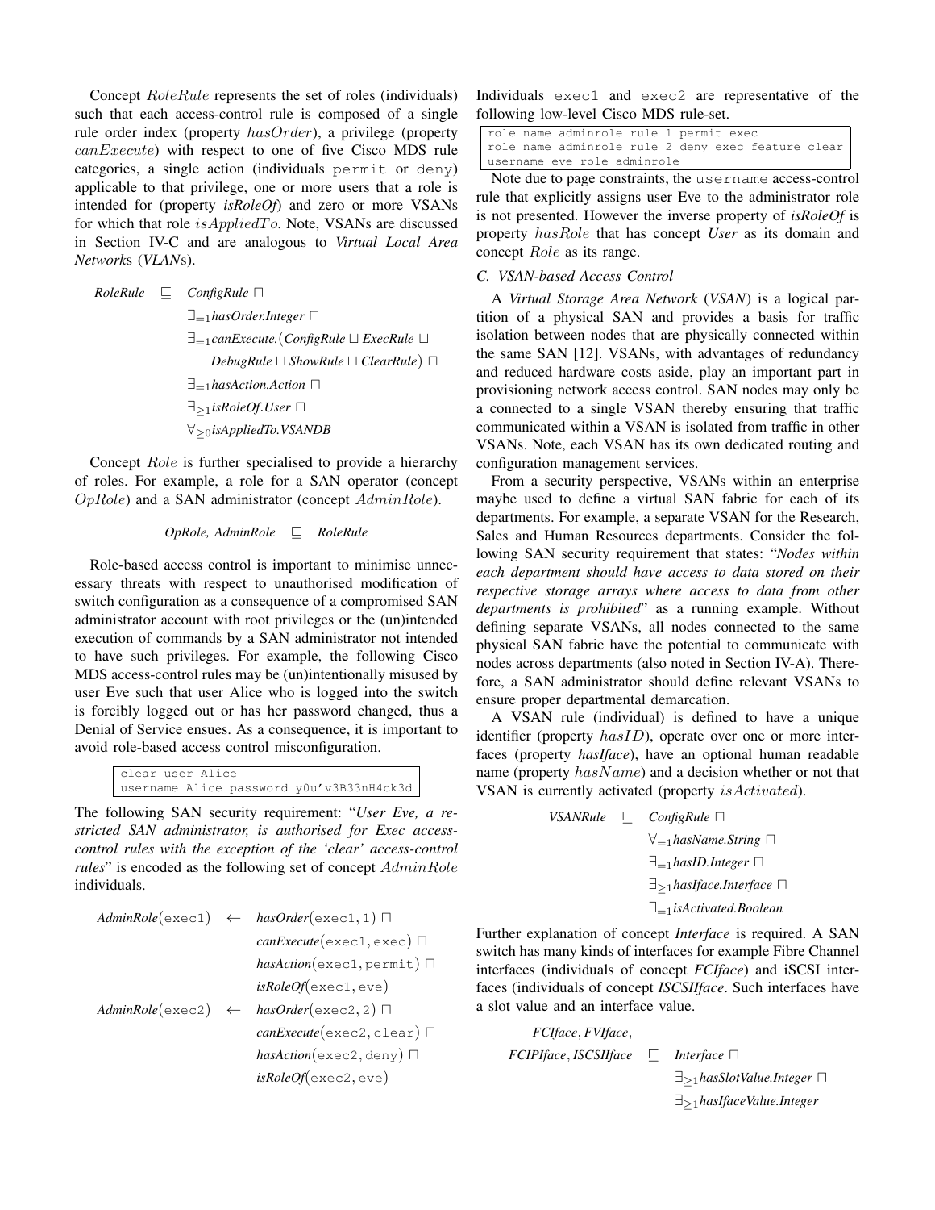Concept $RoleRule$ represents the set of roles (individuals) such that each access-control rule is composed of a single rule order index (property $hasOrder$), a privilege (property $canExecute$) with respect to one of five Cisco MDS rule categories, a single action (individuals `permit` or `deny`) applicable to that privilege, one or more users that a role is intended for (property *isRoleOf*) and zero or more VSANs for which that role $isAppliedTo$. Note, VSANs are discussed in Section IV-C and are analogous to *Virtual Local Area Networks* (*VLANs*).

$$
\begin{aligned}
\textit{RoleRule} \sqsubseteq\ & \textit{ConfigRule} \sqcap \\
& \exists_{=1} \textit{hasOrder.Integer} \sqcap \\
& \exists_{=1} \textit{canExecute.}(\textit{ConfigRule} \sqcup \textit{ExecRule} \sqcup \\
& \quad \textit{DebugRule} \sqcup \textit{ShowRule} \sqcup \textit{ClearRule}) \sqcap \\
& \exists_{=1} \textit{hasAction.Action} \sqcap \\
& \exists_{\geq 1} \textit{isRoleOf.User} \sqcap \\
& \forall_{\geq 0} \textit{isAppliedTo.VSANDB}
\end{aligned}
$$

Concept $Role$ is further specialised to provide a hierarchy of roles. For example, a role for a SAN operator (concept $OpRole$) and a SAN administrator (concept $AdminRole$).

$$
\textit{OpRole, AdminRole} \sqsubseteq \textit{RoleRule}
$$

Role-based access control is important to minimise unnecessary threats with respect to unauthorised modification of switch configuration as a consequence of a compromised SAN administrator account with root privileges or the (un)intended execution of commands by a SAN administrator not intended to have such privileges. For example, the following Cisco MDS access-control rules may be (un)intentionally misused by user Eve such that user Alice who is logged into the switch is forcibly logged out or has her password changed, thus a Denial of Service ensues. As a consequence, it is important to avoid role-based access control misconfiguration.

```
clear user Alice
username Alice password y0u'v3B33nH4ck3d
```

The following SAN security requirement: "*User Eve, a restricted SAN administrator, is authorised for Exec access-control rules with the exception of the 'clear' access-control rules*" is encoded as the following set of concept $AdminRole$ individuals.

$$
\begin{aligned}
\textit{AdminRole}(\texttt{exec1}) \leftarrow\ & \textit{hasOrder}(\texttt{exec1}, 1) \sqcap \\
& \textit{canExecute}(\texttt{exec1}, \texttt{exec}) \sqcap \\
& \textit{hasAction}(\texttt{exec1}, \texttt{permit}) \sqcap \\
& \textit{isRoleOf}(\texttt{exec1}, \texttt{eve}) \\
\textit{AdminRole}(\texttt{exec2}) \leftarrow\ & \textit{hasOrder}(\texttt{exec2}, 2) \sqcap \\
& \textit{canExecute}(\texttt{exec2}, \texttt{clear}) \sqcap \\
& \textit{hasAction}(\texttt{exec2}, \texttt{deny}) \sqcap \\
& \textit{isRoleOf}(\texttt{exec2}, \texttt{eve})
\end{aligned}
$$

Individuals `exec1` and `exec2` are representative of the following low-level Cisco MDS rule-set.

```
role name adminrole rule 1 permit exec
role name adminrole rule 2 deny exec feature clear
username eve role adminrole
```

Note due to page constraints, the `username` access-control rule that explicitly assigns user Eve to the administrator role is not presented. However the inverse property of *isRoleOf* is property $hasRole$ that has concept *User* as its domain and concept $Role$ as its range.

### C. VSAN-based Access Control

A *Virtual Storage Area Network* (*VSAN*) is a logical partition of a physical SAN and provides a basis for traffic isolation between nodes that are physically connected within the same SAN [12]. VSANs, with advantages of redundancy and reduced hardware costs aside, play an important part in provisioning network access control. SAN nodes may only be a connected to a single VSAN thereby ensuring that traffic communicated within a VSAN is isolated from traffic in other VSANs. Note, each VSAN has its own dedicated routing and configuration management services.

From a security perspective, VSANs within an enterprise maybe used to define a virtual SAN fabric for each of its departments. For example, a separate VSAN for the Research, Sales and Human Resources departments. Consider the following SAN security requirement that states: "*Nodes within each department should have access to data stored on their respective storage arrays where access to data from other departments is prohibited*" as a running example. Without defining separate VSANs, all nodes connected to the same physical SAN fabric have the potential to communicate with nodes across departments (also noted in Section IV-A). Therefore, a SAN administrator should define relevant VSANs to ensure proper departmental demarcation.

A VSAN rule (individual) is defined to have a unique identifier (property $hasID$), operate over one or more interfaces (property *hasIface*), have an optional human readable name (property $hasName$) and a decision whether or not that VSAN is currently activated (property $isActivated$).

$$
\begin{aligned}
\textit{VSANRule} \sqsubseteq\ & \textit{ConfigRule} \sqcap \\
& \forall_{=1} \textit{hasName.String} \sqcap \\
& \exists_{=1} \textit{hasID.Integer} \sqcap \\
& \exists_{\geq 1} \textit{hasIface.Interface} \sqcap \\
& \exists_{=1} \textit{isActivated.Boolean}
\end{aligned}
$$

Further explanation of concept *Interface* is required. A SAN switch has many kinds of interfaces for example Fibre Channel interfaces (individuals of concept *FCIface*) and iSCSI interfaces (individuals of concept *ISCSIIface*. Such interfaces have a slot value and an interface value.

$$
\begin{aligned}
& \textit{FCIface}, \textit{FVIface}, \\
& \textit{FCIPIface}, \textit{ISCSIIface} \sqsubseteq \textit{Interface} \sqcap \\
& \qquad \exists_{\geq 1} \textit{hasSlotValue.Integer} \sqcap \\
& \qquad \exists_{\geq 1} \textit{hasIfaceValue.Integer}
\end{aligned}
$$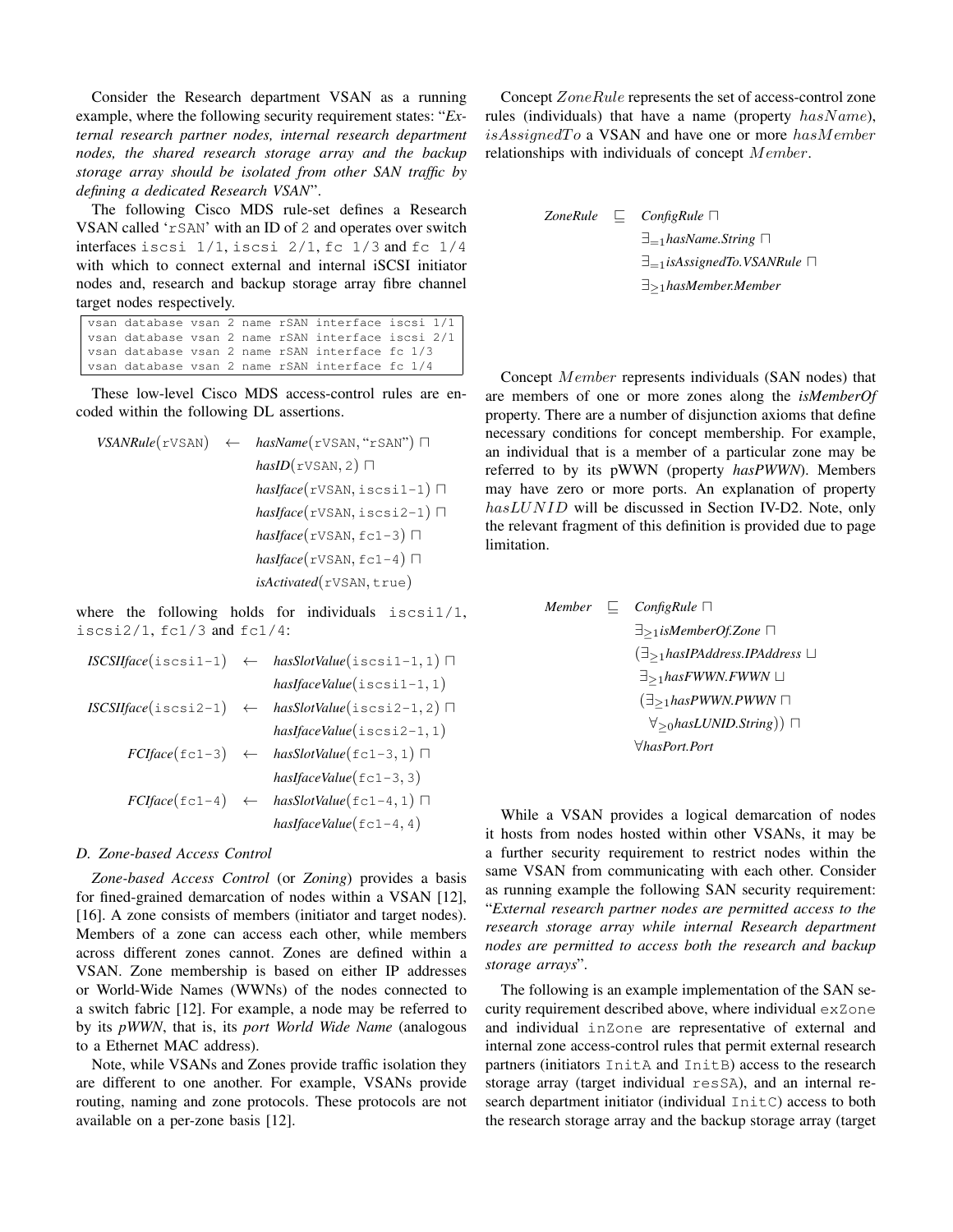Consider the Research department VSAN as a running example, where the following security requirement states: "*External research partner nodes, internal research department nodes, the shared research storage array and the backup storage array should be isolated from other SAN traffic by defining a dedicated Research VSAN*".

The following Cisco MDS rule-set defines a Research VSAN called 'rSAN' with an ID of 2 and operates over switch interfaces iscsi 1/1, iscsi 2/1, fc 1/3 and fc 1/4 with which to connect external and internal iSCSI initiator nodes and, research and backup storage array fibre channel target nodes respectively.

```
vsan database vsan 2 name rSAN interface iscsi 1/1
vsan database vsan 2 name rSAN interface iscsi 2/1
vsan database vsan 2 name rSAN interface fc 1/3
vsan database vsan 2 name rSAN interface fc 1/4
```

These low-level Cisco MDS access-control rules are encoded within the following DL assertions.

$$
\begin{aligned}
\textit{VSANRule}(\texttt{rVSAN}) \quad \leftarrow \quad & \textit{hasName}(\texttt{rVSAN}, \text{"rSAN"}) \sqcap \\
& \textit{hasID}(\texttt{rVSAN}, 2) \sqcap \\
& \textit{hasIface}(\texttt{rVSAN}, \texttt{iscsi1-1}) \sqcap \\
& \textit{hasIface}(\texttt{rVSAN}, \texttt{iscsi2-1}) \sqcap \\
& \textit{hasIface}(\texttt{rVSAN}, \texttt{fc1-3}) \sqcap \\
& \textit{hasIface}(\texttt{rVSAN}, \texttt{fc1-4}) \sqcap \\
& \textit{isActivated}(\texttt{rVSAN}, \texttt{true})
\end{aligned}
$$

where the following holds for individuals iscsi1/1, iscsi2/1, fc1/3 and fc1/4:

$$
\begin{aligned}
\textit{ISCSIIface}(\texttt{iscsi1-1}) \quad \leftarrow \quad & \textit{hasSlotValue}(\texttt{iscsi1-1}, 1) \sqcap \\
& \textit{hasIfaceValue}(\texttt{iscsi1-1}, 1) \\
\textit{ISCSIIface}(\texttt{iscsi2-1}) \quad \leftarrow \quad & \textit{hasSlotValue}(\texttt{iscsi2-1}, 2) \sqcap \\
& \textit{hasIfaceValue}(\texttt{iscsi2-1}, 1) \\
\textit{FCIface}(\texttt{fc1-3}) \quad \leftarrow \quad & \textit{hasSlotValue}(\texttt{fc1-3}, 1) \sqcap \\
& \textit{hasIfaceValue}(\texttt{fc1-3}, 3) \\
\textit{FCIface}(\texttt{fc1-4}) \quad \leftarrow \quad & \textit{hasSlotValue}(\texttt{fc1-4}, 1) \sqcap \\
& \textit{hasIfaceValue}(\texttt{fc1-4}, 4)
\end{aligned}
$$

### D. Zone-based Access Control

*Zone-based Access Control* (or *Zoning*) provides a basis for fined-grained demarcation of nodes within a VSAN [12], [16]. A zone consists of members (initiator and target nodes). Members of a zone can access each other, while members across different zones cannot. Zones are defined within a VSAN. Zone membership is based on either IP addresses or World-Wide Names (WWNs) of the nodes connected to a switch fabric [12]. For example, a node may be referred to by its *pWWN*, that is, its *port World Wide Name* (analogous to a Ethernet MAC address).

Note, while VSANs and Zones provide traffic isolation they are different to one another. For example, VSANs provide routing, naming and zone protocols. These protocols are not available on a per-zone basis [12].

Concept $ZoneRule$ represents the set of access-control zone rules (individuals) that have a name (property $hasName$), $isAssignedTo$ a VSAN and have one or more $hasMember$ relationships with individuals of concept $Member$.

$$
\begin{aligned}
\textit{ZoneRule} \quad \sqsubseteq \quad & \textit{ConfigRule} \sqcap \\
& \exists_{=1} \textit{hasName.String} \sqcap \\
& \exists_{=1} \textit{isAssignedTo.VSANRule} \sqcap \\
& \exists_{\geq 1} \textit{hasMember.Member}
\end{aligned}
$$

Concept $Member$ represents individuals (SAN nodes) that are members of one or more zones along the *isMemberOf* property. There are a number of disjunction axioms that define necessary conditions for concept membership. For example, an individual that is a member of a particular zone may be referred to by its pWWN (property *hasPWWN*). Members may have zero or more ports. An explanation of property $hasLUNID$ will be discussed in Section IV-D2. Note, only the relevant fragment of this definition is provided due to page limitation.

$$
\begin{aligned}
\textit{Member} \quad \sqsubseteq \quad & \textit{ConfigRule} \sqcap \\
& \exists_{\geq 1} \textit{isMemberOf.Zone} \sqcap \\
& (\exists_{\geq 1} \textit{hasIPAddress.IPAddress} \sqcup \\
& \;\exists_{\geq 1} \textit{hasFWWN.FWWN} \sqcup \\
& \;(\exists_{\geq 1} \textit{hasPWWN.PWWN} \sqcap \\
& \quad \forall_{\geq 0} \textit{hasLUNID.String})) \sqcap \\
& \forall \textit{hasPort.Port}
\end{aligned}
$$

While a VSAN provides a logical demarcation of nodes it hosts from nodes hosted within other VSANs, it may be a further security requirement to restrict nodes within the same VSAN from communicating with each other. Consider as running example the following SAN security requirement: "*External research partner nodes are permitted access to the research storage array while internal Research department nodes are permitted to access both the research and backup storage arrays*".

The following is an example implementation of the SAN security requirement described above, where individual exZone and individual inZone are representative of external and internal zone access-control rules that permit external research partners (initiators InitA and InitB) access to the research storage array (target individual resSA), and an internal research department initiator (individual InitC) access to both the research storage array and the backup storage array (target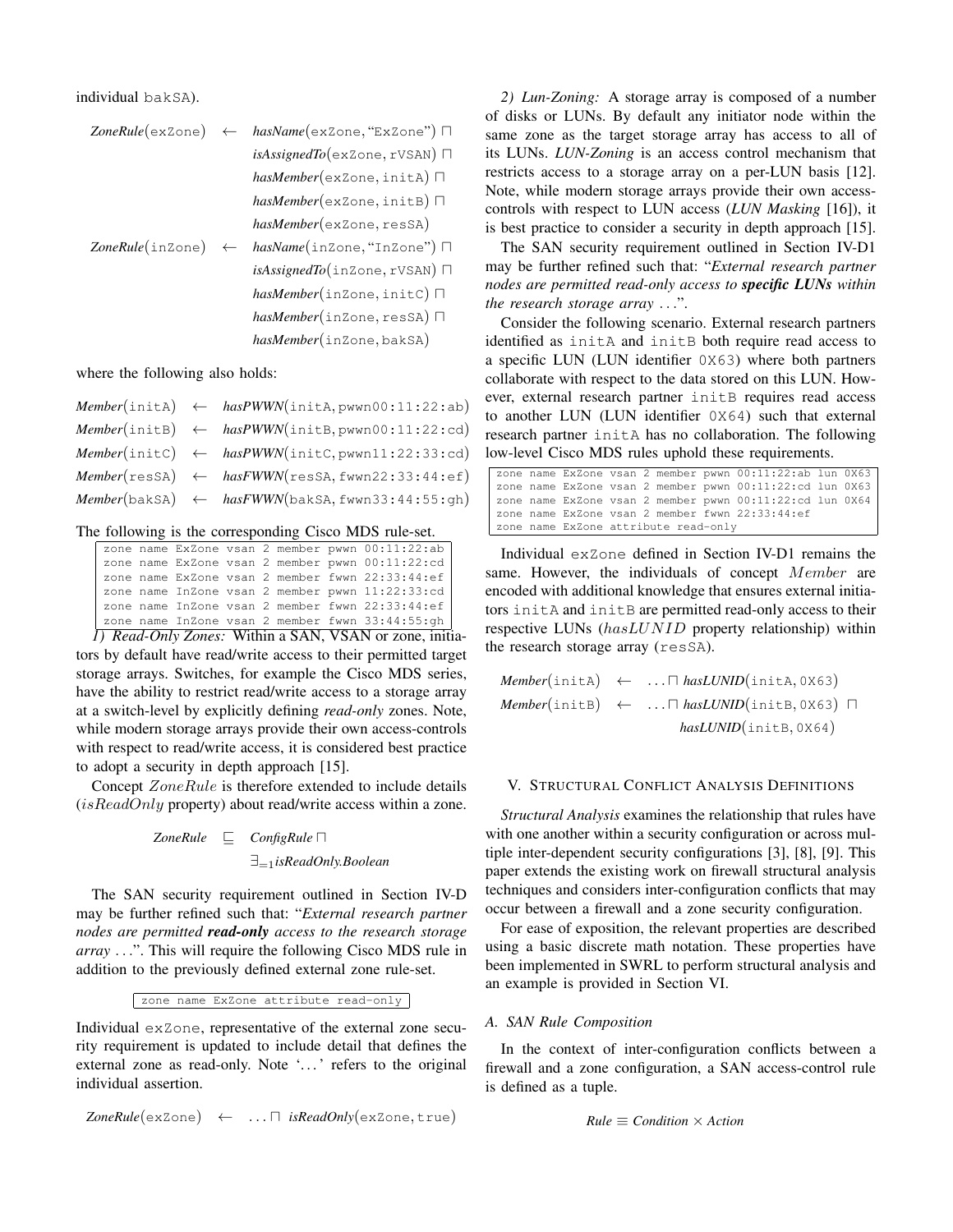individual bakSA).

$$\textit{ZoneRule}(\texttt{exZone}) \leftarrow \textit{hasName}(\texttt{exZone}, \text{"}\texttt{ExZone}\text{"}) \sqcap \textit{isAssignedTo}(\texttt{exZone}, \texttt{rVSAN}) \sqcap \textit{hasMember}(\texttt{exZone}, \texttt{initA}) \sqcap \textit{hasMember}(\texttt{exZone}, \texttt{initB}) \sqcap \textit{hasMember}(\texttt{exZone}, \texttt{resSA})$$

$$\textit{ZoneRule}(\texttt{inZone}) \leftarrow \textit{hasName}(\texttt{inZone}, \text{"}\texttt{InZone}\text{"}) \sqcap \textit{isAssignedTo}(\texttt{inZone}, \texttt{rVSAN}) \sqcap \textit{hasMember}(\texttt{inZone}, \texttt{initC}) \sqcap \textit{hasMember}(\texttt{inZone}, \texttt{resSA}) \sqcap \textit{hasMember}(\texttt{inZone}, \texttt{bakSA})$$

where the following also holds:

$$\textit{Member}(\texttt{initA}) \leftarrow \textit{hasPWWN}(\texttt{initA}, \texttt{pwwn00:11:22:ab})$$
$$\textit{Member}(\texttt{initB}) \leftarrow \textit{hasPWWN}(\texttt{initB}, \texttt{pwwn00:11:22:cd})$$
$$\textit{Member}(\texttt{initC}) \leftarrow \textit{hasPWWN}(\texttt{initC}, \texttt{pwwn11:22:33:cd})$$
$$\textit{Member}(\texttt{resSA}) \leftarrow \textit{hasFWWN}(\texttt{resSA}, \texttt{fwwn22:33:44:ef})$$
$$\textit{Member}(\texttt{bakSA}) \leftarrow \textit{hasFWWN}(\texttt{bakSA}, \texttt{fwwn33:44:55:gh})$$

The following is the corresponding Cisco MDS rule-set.

```
zone name ExZone vsan 2 member pwwn 00:11:22:ab
zone name ExZone vsan 2 member pwwn 00:11:22:cd
zone name ExZone vsan 2 member fwwn 22:33:44:ef
zone name InZone vsan 2 member pwwn 11:22:33:cd
zone name InZone vsan 2 member fwwn 22:33:44:ef
zone name InZone vsan 2 member fwwn 33:44:55:gh
```

*1) Read-Only Zones:* Within a SAN, VSAN or zone, initiators by default have read/write access to their permitted target storage arrays. Switches, for example the Cisco MDS series, have the ability to restrict read/write access to a storage array at a switch-level by explicitly defining *read-only* zones. Note, while modern storage arrays provide their own access-controls with respect to read/write access, it is considered best practice to adopt a security in depth approach [15].

Concept $ZoneRule$ is therefore extended to include details ($isReadOnly$ property) about read/write access within a zone.

$$\textit{ZoneRule} \sqsubseteq \textit{ConfigRule} \sqcap \exists_{=1}\textit{isReadOnly.Boolean}$$

The SAN security requirement outlined in Section IV-D may be further refined such that: "*External research partner nodes are permitted **read-only** access to the research storage array ...*". This will require the following Cisco MDS rule in addition to the previously defined external zone rule-set.

```
zone name ExZone attribute read-only
```

Individual exZone, representative of the external zone security requirement is updated to include detail that defines the external zone as read-only. Note '...' refers to the original individual assertion.

$$\textit{ZoneRule}(\texttt{exZone}) \leftarrow \ldots \sqcap \textit{isReadOnly}(\texttt{exZone}, \texttt{true})$$

*2) Lun-Zoning:* A storage array is composed of a number of disks or LUNs. By default any initiator node within the same zone as the target storage array has access to all of its LUNs. *LUN-Zoning* is an access control mechanism that restricts access to a storage array on a per-LUN basis [12]. Note, while modern storage arrays provide their own access-controls with respect to LUN access (*LUN Masking* [16]), it is best practice to consider a security in depth approach [15].

The SAN security requirement outlined in Section IV-D1 may be further refined such that: "*External research partner nodes are permitted read-only access to **specific LUNs** within the research storage array ...*".

Consider the following scenario. External research partners identified as initA and initB both require read access to a specific LUN (LUN identifier 0X63) where both partners collaborate with respect to the data stored on this LUN. However, external research partner initB requires read access to another LUN (LUN identifier 0X64) such that external research partner initA has no collaboration. The following low-level Cisco MDS rules uphold these requirements.

```
zone name ExZone vsan 2 member pwwn 00:11:22:ab lun 0X63
zone name ExZone vsan 2 member pwwn 00:11:22:cd lun 0X63
zone name ExZone vsan 2 member pwwn 00:11:22:cd lun 0X64
zone name ExZone vsan 2 member fwwn 22:33:44:ef
zone name ExZone attribute read-only
```

Individual exZone defined in Section IV-D1 remains the same. However, the individuals of concept $Member$ are encoded with additional knowledge that ensures external initiators initA and initB are permitted read-only access to their respective LUNs ($hasLUNID$ property relationship) within the research storage array (resSA).

$$\textit{Member}(\texttt{initA}) \leftarrow \ldots \sqcap \textit{hasLUNID}(\texttt{initA}, \texttt{0X63})$$
$$\textit{Member}(\texttt{initB}) \leftarrow \ldots \sqcap \textit{hasLUNID}(\texttt{initB}, \texttt{0X63}) \sqcap \textit{hasLUNID}(\texttt{initB}, \texttt{0X64})$$

## V. Structural Conflict Analysis Definitions

*Structural Analysis* examines the relationship that rules have with one another within a security configuration or across multiple inter-dependent security configurations [3], [8], [9]. This paper extends the existing work on firewall structural analysis techniques and considers inter-configuration conflicts that may occur between a firewall and a zone security configuration.

For ease of exposition, the relevant properties are described using a basic discrete math notation. These properties have been implemented in SWRL to perform structural analysis and an example is provided in Section VI.

### A. SAN Rule Composition

In the context of inter-configuration conflicts between a firewall and a zone configuration, a SAN access-control rule is defined as a tuple.

$$\textit{Rule} \equiv \textit{Condition} \times \textit{Action}$$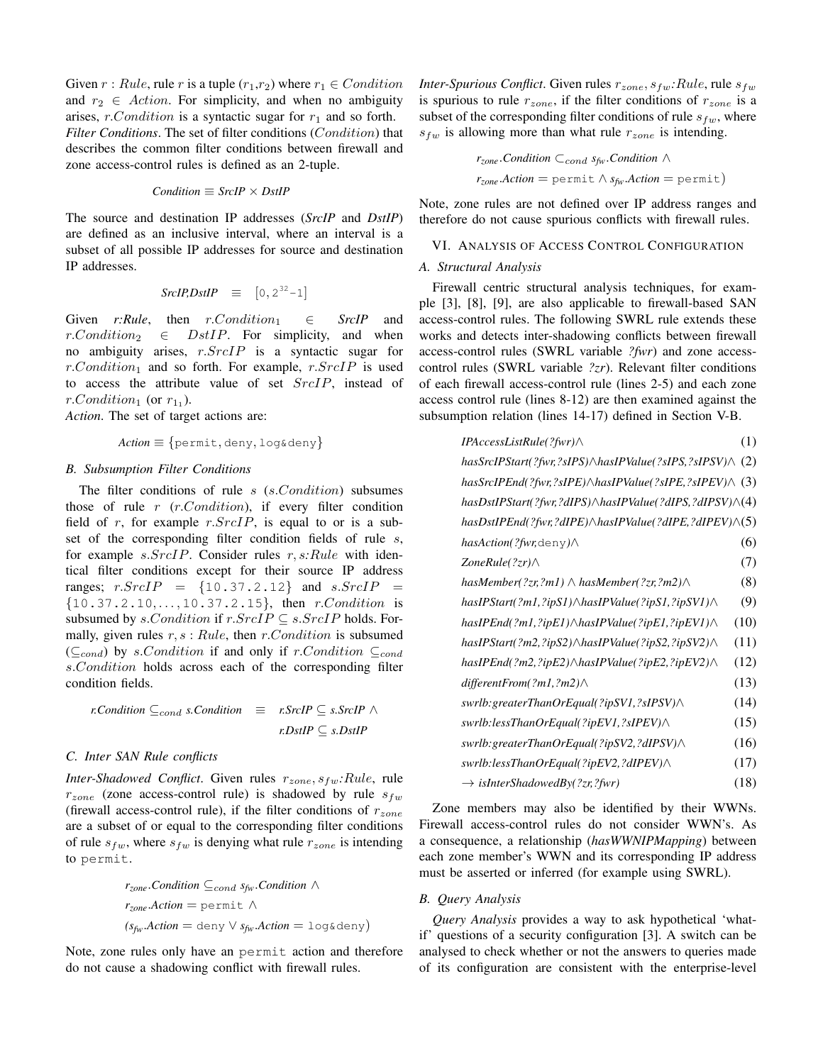Given $r : Rule$, rule $r$ is a tuple $(r_1, r_2)$ where $r_1 \in Condition$ and $r_2 \in Action$. For simplicity, and when no ambiguity arises, $r.Condition$ is a syntactic sugar for $r_1$ and so forth.

*Filter Conditions*. The set of filter conditions ($Condition$) that describes the common filter conditions between firewall and zone access-control rules is defined as an 2-tuple.

$$\textit{Condition} \equiv \textit{SrcIP} \times \textit{DstIP}$$

The source and destination IP addresses (***SrcIP*** and ***DstIP***) are defined as an inclusive interval, where an interval is a subset of all possible IP addresses for source and destination IP addresses.

$$\textit{SrcIP,DstIP} \quad \equiv \quad [0, 2^{32}-1]$$

Given ***r:Rule***, then $r.Condition_1 \in$ ***SrcIP*** and $r.Condition_2 \in DstIP$. For simplicity, and when no ambiguity arises, $r.SrcIP$ is a syntactic sugar for $r.Condition_1$ and so forth. For example, $r.SrcIP$ is used to access the attribute value of set $SrcIP$, instead of $r.Condition_1$ (or $r_{1_1}$).

*Action*. The set of target actions are:

$$\textit{Action} \equiv \{\texttt{permit}, \texttt{deny}, \texttt{log\&deny}\}$$

### B. Subsumption Filter Conditions

The filter conditions of rule $s$ ($s.Condition$) subsumes those of rule $r$ ($r.Condition$), if every filter condition field of $r$, for example $r.SrcIP$, is equal to or is a subset of the corresponding filter condition fields of rule $s$, for example $s.SrcIP$. Consider rules $r, s{:}Rule$ with identical filter conditions except for their source IP address ranges; $r.SrcIP = \{\texttt{10.37.2.12}\}$ and $s.SrcIP = \{\texttt{10.37.2.10}, \ldots, \texttt{10.37.2.15}\}$, then $r.Condition$ is subsumed by $s.Condition$ if $r.SrcIP \subseteq s.SrcIP$ holds. Formally, given rules $r, s : Rule$, then $r.Condition$ is subsumed ($\subseteq_{cond}$) by $s.Condition$ if and only if $r.Condition \subseteq_{cond} s.Condition$ holds across each of the corresponding filter condition fields.

$$\begin{aligned} \textit{r.Condition} \subseteq_{cond} \textit{s.Condition} \quad \equiv \quad & \textit{r.SrcIP} \subseteq \textit{s.SrcIP} \; \wedge \\ & \textit{r.DstIP} \subseteq \textit{s.DstIP} \end{aligned}$$

### C. Inter SAN Rule conflicts

*Inter-Shadowed Conflict*. Given rules $r_{zone}, s_{fw}{:}Rule$, rule $r_{zone}$ (zone access-control rule) is shadowed by rule $s_{fw}$ (firewall access-control rule), if the filter conditions of $r_{zone}$ are a subset of or equal to the corresponding filter conditions of rule $s_{fw}$, where $s_{fw}$ is denying what rule $r_{zone}$ is intending to `permit`.

$$\begin{aligned} & r_{zone}.\textit{Condition} \subseteq_{cond} s_{fw}.\textit{Condition} \; \wedge \\ & r_{zone}.\textit{Action} = \texttt{permit} \; \wedge \\ & (s_{fw}.\textit{Action} = \texttt{deny} \vee s_{fw}.\textit{Action} = \texttt{log\&deny}) \end{aligned}$$

Note, zone rules only have an `permit` action and therefore do not cause a shadowing conflict with firewall rules.

*Inter-Spurious Conflict*. Given rules $r_{zone}, s_{fw}{:}Rule$, rule $s_{fw}$ is spurious to rule $r_{zone}$, if the filter conditions of $r_{zone}$ is a subset of the corresponding filter conditions of rule $s_{fw}$, where $s_{fw}$ is allowing more than what rule $r_{zone}$ is intending.

$$\begin{aligned} & r_{zone}.\textit{Condition} \subset_{cond} s_{fw}.\textit{Condition} \; \wedge \\ & r_{zone}.\textit{Action} = \texttt{permit} \wedge s_{fw}.\textit{Action} = \texttt{permit}) \end{aligned}$$

Note, zone rules are not defined over IP address ranges and therefore do not cause spurious conflicts with firewall rules.

## VI. Analysis of Access Control Configuration

### A. Structural Analysis

Firewall centric structural analysis techniques, for example [3], [8], [9], are also applicable to firewall-based SAN access-control rules. The following SWRL rule extends these works and detects inter-shadowing conflicts between firewall access-control rules (SWRL variable *?fwr*) and zone access-control rules (SWRL variable *?zr*). Relevant filter conditions of each firewall access-control rule (lines 2-5) and each zone access control rule (lines 8-12) are then examined against the subsumption relation (lines 14-17) defined in Section V-B.

$$\begin{aligned} & \textit{IPAccessListRule(?fwr)} \wedge && (1) \\ & \textit{hasSrcIPStart(?fwr,?sIPS)} \wedge \textit{hasIPValue(?sIPS,?sIPSV)} \wedge && (2) \\ & \textit{hasSrcIPEnd(?fwr,?sIPE)} \wedge \textit{hasIPValue(?sIPE,?sIPEV)} \wedge && (3) \\ & \textit{hasDstIPStart(?fwr,?dIPS)} \wedge \textit{hasIPValue(?dIPS,?dIPSV)} \wedge && (4) \\ & \textit{hasDstIPEnd(?fwr,?dIPE)} \wedge \textit{hasIPValue(?dIPE,?dIPEV)} \wedge && (5) \\ & \textit{hasAction(?fwr,}\texttt{deny}\textit{)} \wedge && (6) \\ & \textit{ZoneRule(?zr)} \wedge && (7) \\ & \textit{hasMember(?zr,?m1)} \wedge \textit{hasMember(?zr,?m2)} \wedge && (8) \\ & \textit{hasIPStart(?m1,?ipS1)} \wedge \textit{hasIPValue(?ipS1,?ipSV1)} \wedge && (9) \\ & \textit{hasIPEnd(?m1,?ipE1)} \wedge \textit{hasIPValue(?ipE1,?ipEV1)} \wedge && (10) \\ & \textit{hasIPStart(?m2,?ipS2)} \wedge \textit{hasIPValue(?ipS2,?ipSV2)} \wedge && (11) \\ & \textit{hasIPEnd(?m2,?ipE2)} \wedge \textit{hasIPValue(?ipE2,?ipEV2)} \wedge && (12) \\ & \textit{differentFrom(?m1,?m2)} \wedge && (13) \\ & \textit{swrlb:greaterThanOrEqual(?ipSV1,?sIPSV)} \wedge && (14) \\ & \textit{swrlb:lessThanOrEqual(?ipEV1,?sIPEV)} \wedge && (15) \\ & \textit{swrlb:greaterThanOrEqual(?ipSV2,?dIPSV)} \wedge && (16) \\ & \textit{swrlb:lessThanOrEqual(?ipEV2,?dIPEV)} \wedge && (17) \\ & \rightarrow \textit{isInterShadowedBy(?zr,?fwr)} && (18) \end{aligned}$$

Zone members may also be identified by their WWNs. Firewall access-control rules do not consider WWN's. As a consequence, a relationship (***hasWWNIPMapping***) between each zone member's WWN and its corresponding IP address must be asserted or inferred (for example using SWRL).

### B. Query Analysis

*Query Analysis* provides a way to ask hypothetical 'what-if' questions of a security configuration [3]. A switch can be analysed to check whether or not the answers to queries made of its configuration are consistent with the enterprise-level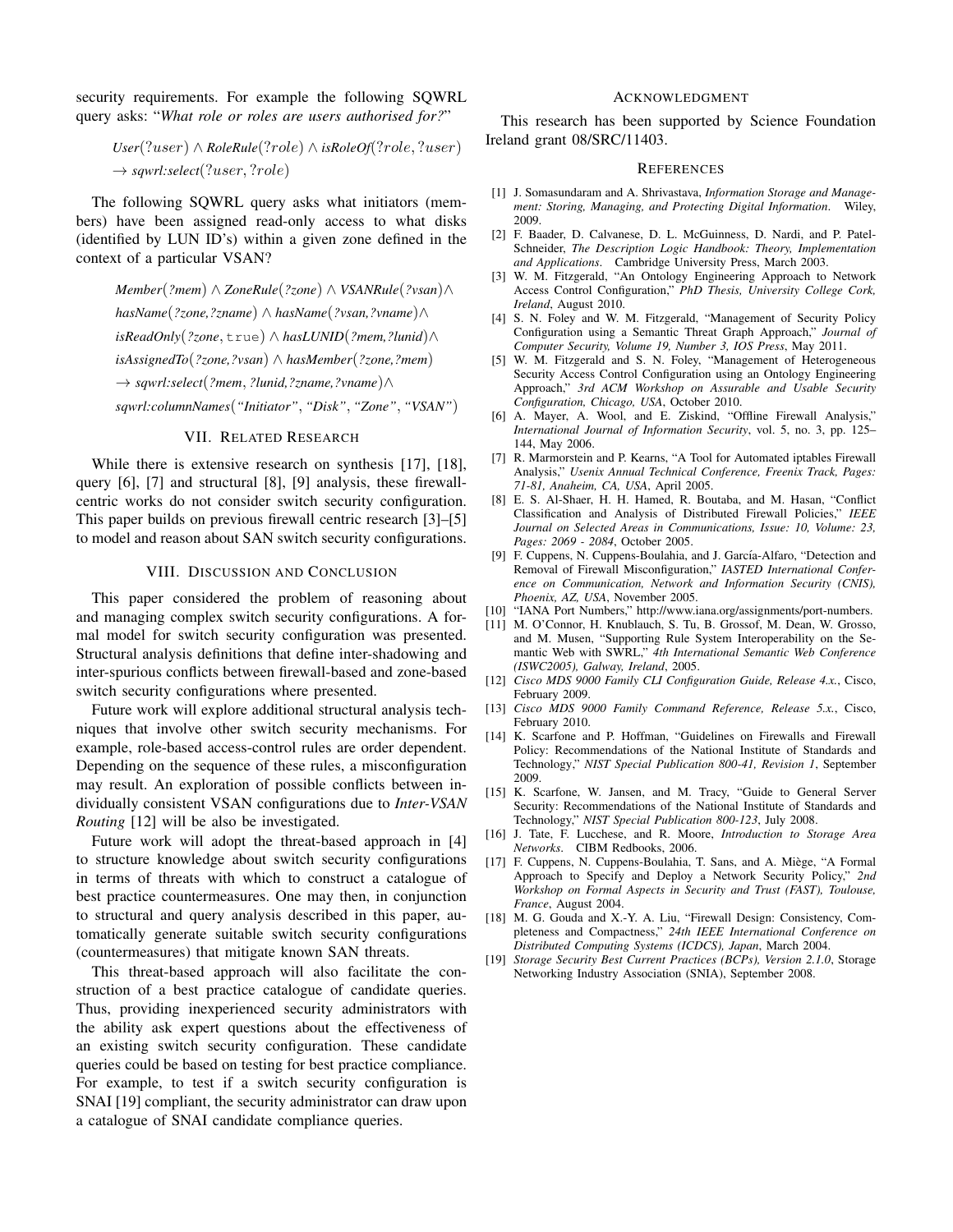security requirements. For example the following SQWRL query asks: "*What role or roles are users authorised for?*"

$$\textit{User}(?user) \wedge \textit{RoleRule}(?role) \wedge \textit{isRoleOf}(?role, ?user) \rightarrow \textit{sqwrl:select}(?user, ?role)$$

The following SQWRL query asks what initiators (members) have been assigned read-only access to what disks (identified by LUN ID's) within a given zone defined in the context of a particular VSAN?

$$\begin{aligned}
&\textit{Member}(\textit{?mem}) \wedge \textit{ZoneRule}(\textit{?zone}) \wedge \textit{VSANRule}(\textit{?vsan}) \wedge \\
&\textit{hasName}(\textit{?zone,?zname}) \wedge \textit{hasName}(\textit{?vsan,?vname}) \wedge \\
&\textit{isReadOnly}(\textit{?zone}, \texttt{true}) \wedge \textit{hasLUNID}(\textit{?mem,?lunid}) \wedge \\
&\textit{isAssignedTo}(\textit{?zone,?vsan}) \wedge \textit{hasMember}(\textit{?zone,?mem}) \\
&\rightarrow \textit{sqwrl:select}(\textit{?mem, ?lunid,?zname,?vname}) \wedge \\
&\textit{sqwrl:columnNames}(\textit{"Initiator"}, \textit{"Disk"}, \textit{"Zone"}, \textit{"VSAN"})
\end{aligned}$$

## VII. Related Research

While there is extensive research on synthesis [17], [18], query [6], [7] and structural [8], [9] analysis, these firewall-centric works do not consider switch security configuration. This paper builds on previous firewall centric research [3]–[5] to model and reason about SAN switch security configurations.

## VIII. Discussion and Conclusion

This paper considered the problem of reasoning about and managing complex switch security configurations. A formal model for switch security configuration was presented. Structural analysis definitions that define inter-shadowing and inter-spurious conflicts between firewall-based and zone-based switch security configurations where presented.

Future work will explore additional structural analysis techniques that involve other switch security mechanisms. For example, role-based access-control rules are order dependent. Depending on the sequence of these rules, a misconfiguration may result. An exploration of possible conflicts between individually consistent VSAN configurations due to *Inter-VSAN Routing* [12] will be also be investigated.

Future work will adopt the threat-based approach in [4] to structure knowledge about switch security configurations in terms of threats with which to construct a catalogue of best practice countermeasures. One may then, in conjunction to structural and query analysis described in this paper, automatically generate suitable switch security configurations (countermeasures) that mitigate known SAN threats.

This threat-based approach will also facilitate the construction of a best practice catalogue of candidate queries. Thus, providing inexperienced security administrators with the ability ask expert questions about the effectiveness of an existing switch security configuration. These candidate queries could be based on testing for best practice compliance. For example, to test if a switch security configuration is SNAI [19] compliant, the security administrator can draw upon a catalogue of SNAI candidate compliance queries.

## Acknowledgment

This research has been supported by Science Foundation Ireland grant 08/SRC/I1403.

## References

[1] J. Somasundaram and A. Shrivastava, *Information Storage and Management: Storing, Managing, and Protecting Digital Information*. Wiley, 2009.

[2] F. Baader, D. Calvanese, D. L. McGuinness, D. Nardi, and P. Patel-Schneider, *The Description Logic Handbook: Theory, Implementation and Applications*. Cambridge University Press, March 2003.

[3] W. M. Fitzgerald, "An Ontology Engineering Approach to Network Access Control Configuration," *PhD Thesis, University College Cork, Ireland*, August 2010.

[4] S. N. Foley and W. M. Fitzgerald, "Management of Security Policy Configuration using a Semantic Threat Graph Approach," *Journal of Computer Security, Volume 19, Number 3, IOS Press*, May 2011.

[5] W. M. Fitzgerald and S. N. Foley, "Management of Heterogeneous Security Access Control Configuration using an Ontology Engineering Approach," *3rd ACM Workshop on Assurable and Usable Security Configuration, Chicago, USA*, October 2010.

[6] A. Mayer, A. Wool, and E. Ziskind, "Offline Firewall Analysis," *International Journal of Information Security*, vol. 5, no. 3, pp. 125–144, May 2006.

[7] R. Marmorstein and P. Kearns, "A Tool for Automated iptables Firewall Analysis," *Usenix Annual Technical Conference, Freenix Track, Pages: 71-81, Anaheim, CA, USA*, April 2005.

[8] E. S. Al-Shaer, H. H. Hamed, R. Boutaba, and M. Hasan, "Conflict Classification and Analysis of Distributed Firewall Policies," *IEEE Journal on Selected Areas in Communications, Issue: 10, Volume: 23, Pages: 2069 - 2084*, October 2005.

[9] F. Cuppens, N. Cuppens-Boulahia, and J. García-Alfaro, "Detection and Removal of Firewall Misconfiguration," *IASTED International Conference on Communication, Network and Information Security (CNIS), Phoenix, AZ, USA*, November 2005.

[10] "IANA Port Numbers," http://www.iana.org/assignments/port-numbers.

[11] M. O'Connor, H. Knublauch, S. Tu, B. Grossof, M. Dean, W. Grosso, and M. Musen, "Supporting Rule System Interoperability on the Semantic Web with SWRL," *4th International Semantic Web Conference (ISWC2005), Galway, Ireland*, 2005.

[12] *Cisco MDS 9000 Family CLI Configuration Guide, Release 4.x.*, Cisco, February 2009.

[13] *Cisco MDS 9000 Family Command Reference, Release 5.x.*, Cisco, February 2010.

[14] K. Scarfone and P. Hoffman, "Guidelines on Firewalls and Firewall Policy: Recommendations of the National Institute of Standards and Technology," *NIST Special Publication 800-41, Revision 1*, September 2009.

[15] K. Scarfone, W. Jansen, and M. Tracy, "Guide to General Server Security: Recommendations of the National Institute of Standards and Technology," *NIST Special Publication 800-123*, July 2008.

[16] J. Tate, F. Lucchese, and R. Moore, *Introduction to Storage Area Networks*. CIBM Redbooks, 2006.

[17] F. Cuppens, N. Cuppens-Boulahia, T. Sans, and A. Miège, "A Formal Approach to Specify and Deploy a Network Security Policy," *2nd Workshop on Formal Aspects in Security and Trust (FAST), Toulouse, France*, August 2004.

[18] M. G. Gouda and X.-Y. A. Liu, "Firewall Design: Consistency, Completeness and Compactness," *24th IEEE International Conference on Distributed Computing Systems (ICDCS), Japan*, March 2004.

[19] *Storage Security Best Current Practices (BCPs), Version 2.1.0*, Storage Networking Industry Association (SNIA), September 2008.